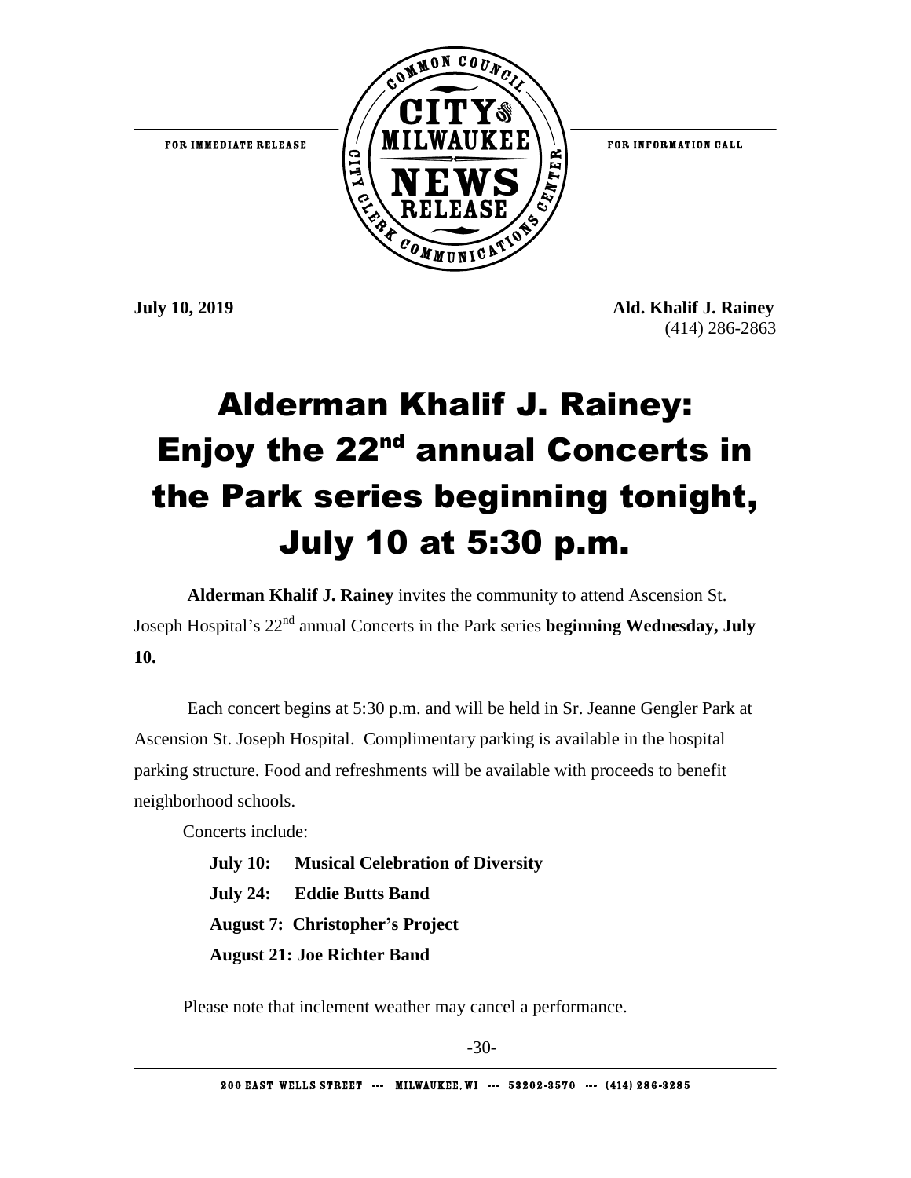FOR IMMEDIATE RELEASE

FOR INFORMATION CALL

**July 10, 2019**

**Ald. Khalif J. Rainey**
(414) 286-2863

# Alderman Khalif J. Rainey: Enjoy the 22nd annual Concerts in the Park series beginning tonight, July 10 at 5:30 p.m.

**Alderman Khalif J. Rainey** invites the community to attend Ascension St. Joseph Hospital's 22nd annual Concerts in the Park series **beginning Wednesday, July 10.**

Each concert begins at 5:30 p.m. and will be held in Sr. Jeanne Gengler Park at Ascension St. Joseph Hospital. Complimentary parking is available in the hospital parking structure. Food and refreshments will be available with proceeds to benefit neighborhood schools.

Concerts include:

**July 10: Musical Celebration of Diversity**

**July 24: Eddie Butts Band**

**August 7: Christopher's Project**

**August 21: Joe Richter Band**

Please note that inclement weather may cancel a performance.

-30-

200 EAST WELLS STREET --- MILWAUKEE, WI --- 53202-3570 --- (414) 286-3285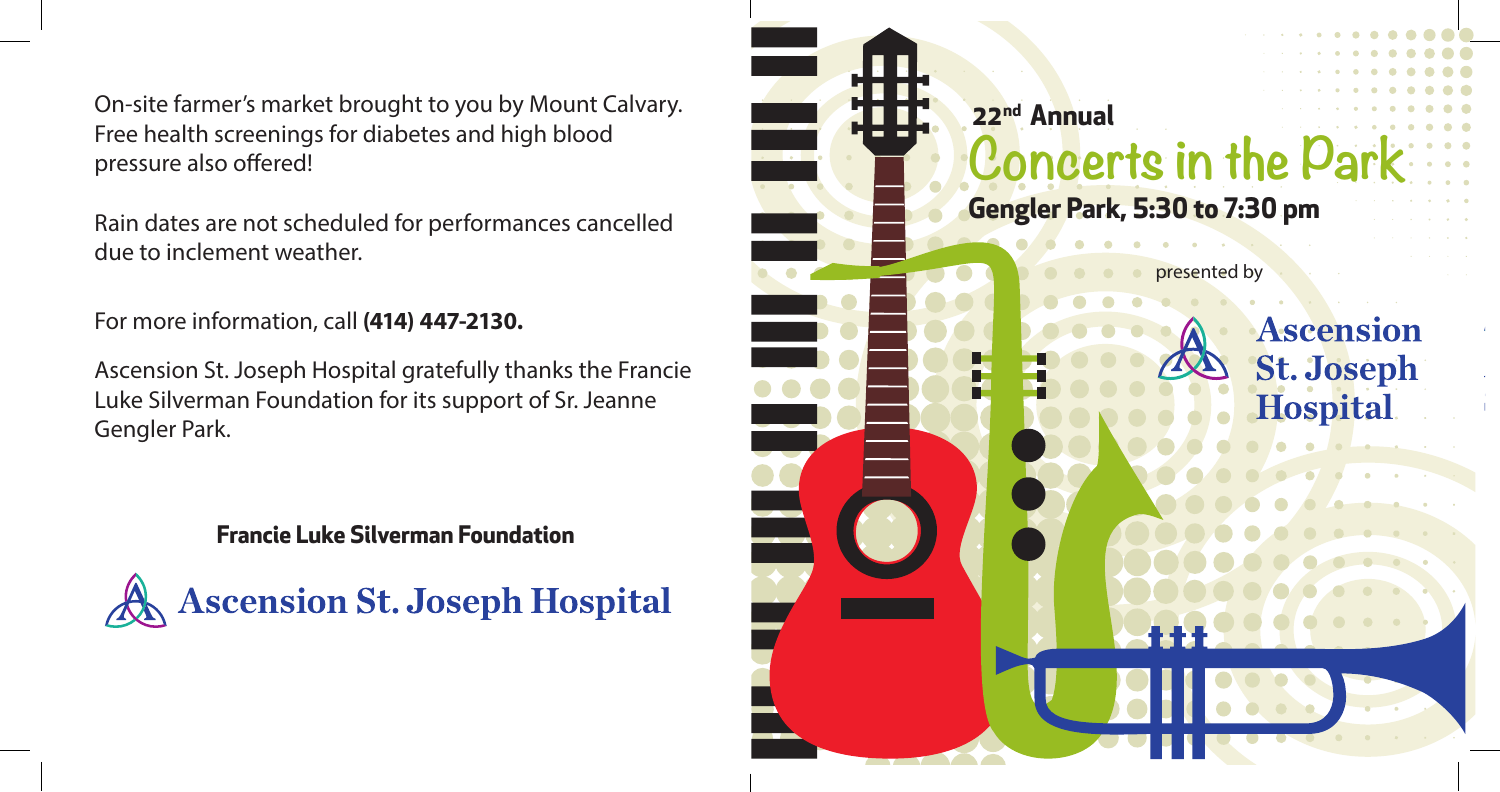On-site farmer's market brought to you by Mount Calvary. Free health screenings for diabetes and high blood pressure also offered!

Rain dates are not scheduled for performances cancelled due to inclement weather.

For more information, call **(414) 447-2130.**

Ascension St. Joseph Hospital gratefully thanks the Francie Luke Silverman Foundation for its support of Sr. Jeanne Gengler Park.

**Francie Luke Silverman Foundation**

**Ascension St. Joseph Hospital**

22nd Annual

# Concerts in the Park

**Gengler Park, 5:30 to 7:30 pm**

presented by

**Ascension St. Joseph Hospital**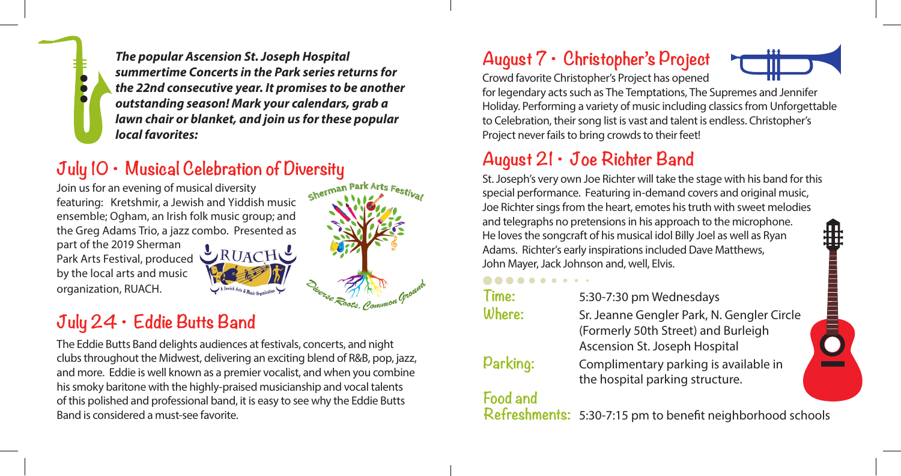***The popular Ascension St. Joseph Hospital summertime Concerts in the Park series returns for the 22nd consecutive year. It promises to be another outstanding season! Mark your calendars, grab a lawn chair or blanket, and join us for these popular local favorites:***

## July 10 • Musical Celebration of Diversity

Join us for an evening of musical diversity featuring: Kretshmir, a Jewish and Yiddish music ensemble; Ogham, an Irish folk music group; and the Greg Adams Trio, a jazz combo. Presented as part of the 2019 Sherman Park Arts Festival, produced by the local arts and music organization, RUACH.

## July 24 • Eddie Butts Band

The Eddie Butts Band delights audiences at festivals, concerts, and night clubs throughout the Midwest, delivering an exciting blend of R&B, pop, jazz, and more. Eddie is well known as a premier vocalist, and when you combine his smoky baritone with the highly-praised musicianship and vocal talents of this polished and professional band, it is easy to see why the Eddie Butts Band is considered a must-see favorite.

## August 7 • Christopher's Project

Crowd favorite Christopher's Project has opened for legendary acts such as The Temptations, The Supremes and Jennifer Holiday. Performing a variety of music including classics from Unforgettable to Celebration, their song list is vast and talent is endless. Christopher's Project never fails to bring crowds to their feet!

## August 21 • Joe Richter Band

St. Joseph's very own Joe Richter will take the stage with his band for this special performance. Featuring in-demand covers and original music, Joe Richter sings from the heart, emotes his truth with sweet melodies and telegraphs no pretensions in his approach to the microphone. He loves the songcraft of his musical idol Billy Joel as well as Ryan Adams. Richter's early inspirations included Dave Matthews, John Mayer, Jack Johnson and, well, Elvis.

**Time:** 5:30-7:30 pm Wednesdays

**Where:** Sr. Jeanne Gengler Park, N. Gengler Circle (Formerly 50th Street) and Burleigh Ascension St. Joseph Hospital

**Parking:** Complimentary parking is available in the hospital parking structure.

**Food and Refreshments:** 5:30-7:15 pm to benefit neighborhood schools